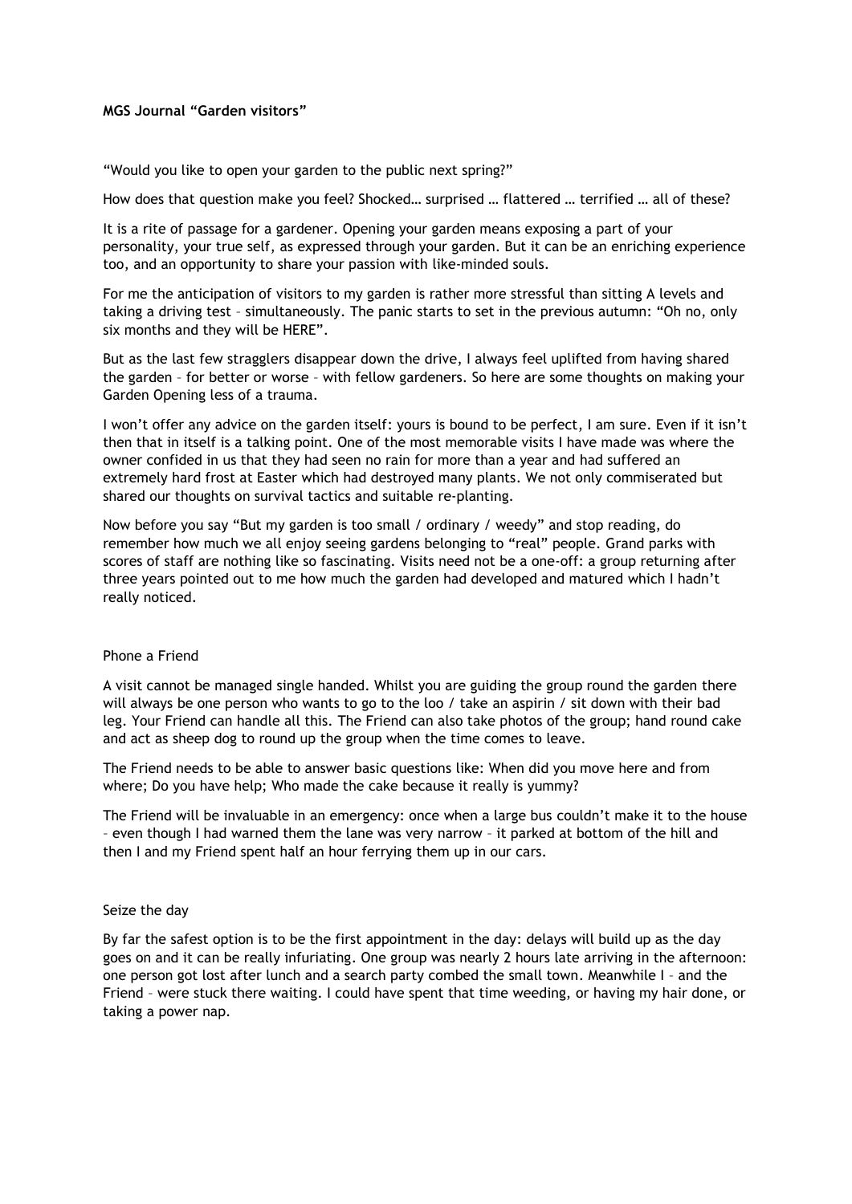**MGS Journal "Garden visitors"**

"Would you like to open your garden to the public next spring?"

How does that question make you feel? Shocked… surprised … flattered … terrified … all of these?

It is a rite of passage for a gardener. Opening your garden means exposing a part of your personality, your true self, as expressed through your garden. But it can be an enriching experience too, and an opportunity to share your passion with like-minded souls.

For me the anticipation of visitors to my garden is rather more stressful than sitting A levels and taking a driving test – simultaneously. The panic starts to set in the previous autumn: "Oh no, only six months and they will be HERE".

But as the last few stragglers disappear down the drive, I always feel uplifted from having shared the garden – for better or worse – with fellow gardeners. So here are some thoughts on making your Garden Opening less of a trauma.

I won't offer any advice on the garden itself: yours is bound to be perfect, I am sure. Even if it isn't then that in itself is a talking point. One of the most memorable visits I have made was where the owner confided in us that they had seen no rain for more than a year and had suffered an extremely hard frost at Easter which had destroyed many plants. We not only commiserated but shared our thoughts on survival tactics and suitable re-planting.

Now before you say "But my garden is too small / ordinary / weedy" and stop reading, do remember how much we all enjoy seeing gardens belonging to "real" people. Grand parks with scores of staff are nothing like so fascinating. Visits need not be a one-off: a group returning after three years pointed out to me how much the garden had developed and matured which I hadn't really noticed.

## Phone a Friend

A visit cannot be managed single handed. Whilst you are guiding the group round the garden there will always be one person who wants to go to the loo / take an aspirin / sit down with their bad leg. Your Friend can handle all this. The Friend can also take photos of the group; hand round cake and act as sheep dog to round up the group when the time comes to leave.

The Friend needs to be able to answer basic questions like: When did you move here and from where; Do you have help; Who made the cake because it really is yummy?

The Friend will be invaluable in an emergency: once when a large bus couldn't make it to the house – even though I had warned them the lane was very narrow – it parked at bottom of the hill and then I and my Friend spent half an hour ferrying them up in our cars.

## Seize the day

By far the safest option is to be the first appointment in the day: delays will build up as the day goes on and it can be really infuriating. One group was nearly 2 hours late arriving in the afternoon: one person got lost after lunch and a search party combed the small town. Meanwhile I – and the Friend – were stuck there waiting. I could have spent that time weeding, or having my hair done, or taking a power nap.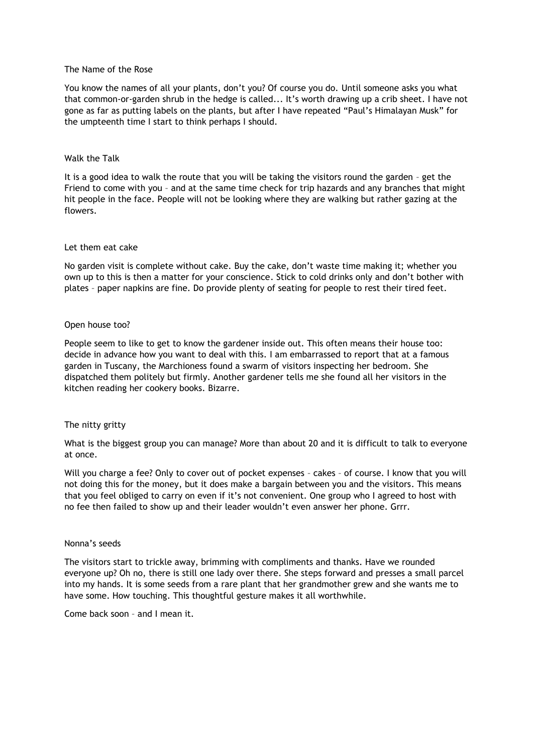## The Name of the Rose

You know the names of all your plants, don't you? Of course you do. Until someone asks you what that common-or-garden shrub in the hedge is called... It's worth drawing up a crib sheet. I have not gone as far as putting labels on the plants, but after I have repeated "Paul's Himalayan Musk" for the umpteenth time I start to think perhaps I should.

## Walk the Talk

It is a good idea to walk the route that you will be taking the visitors round the garden – get the Friend to come with you – and at the same time check for trip hazards and any branches that might hit people in the face. People will not be looking where they are walking but rather gazing at the flowers.

## Let them eat cake

No garden visit is complete without cake. Buy the cake, don't waste time making it; whether you own up to this is then a matter for your conscience. Stick to cold drinks only and don't bother with plates – paper napkins are fine. Do provide plenty of seating for people to rest their tired feet.

## Open house too?

People seem to like to get to know the gardener inside out. This often means their house too: decide in advance how you want to deal with this. I am embarrassed to report that at a famous garden in Tuscany, the Marchioness found a swarm of visitors inspecting her bedroom. She dispatched them politely but firmly. Another gardener tells me she found all her visitors in the kitchen reading her cookery books. Bizarre.

## The nitty gritty

What is the biggest group you can manage? More than about 20 and it is difficult to talk to everyone at once.

Will you charge a fee? Only to cover out of pocket expenses – cakes – of course. I know that you will not doing this for the money, but it does make a bargain between you and the visitors. This means that you feel obliged to carry on even if it's not convenient. One group who I agreed to host with no fee then failed to show up and their leader wouldn't even answer her phone. Grrr.

## Nonna's seeds

The visitors start to trickle away, brimming with compliments and thanks. Have we rounded everyone up? Oh no, there is still one lady over there. She steps forward and presses a small parcel into my hands. It is some seeds from a rare plant that her grandmother grew and she wants me to have some. How touching. This thoughtful gesture makes it all worthwhile.

Come back soon – and I mean it.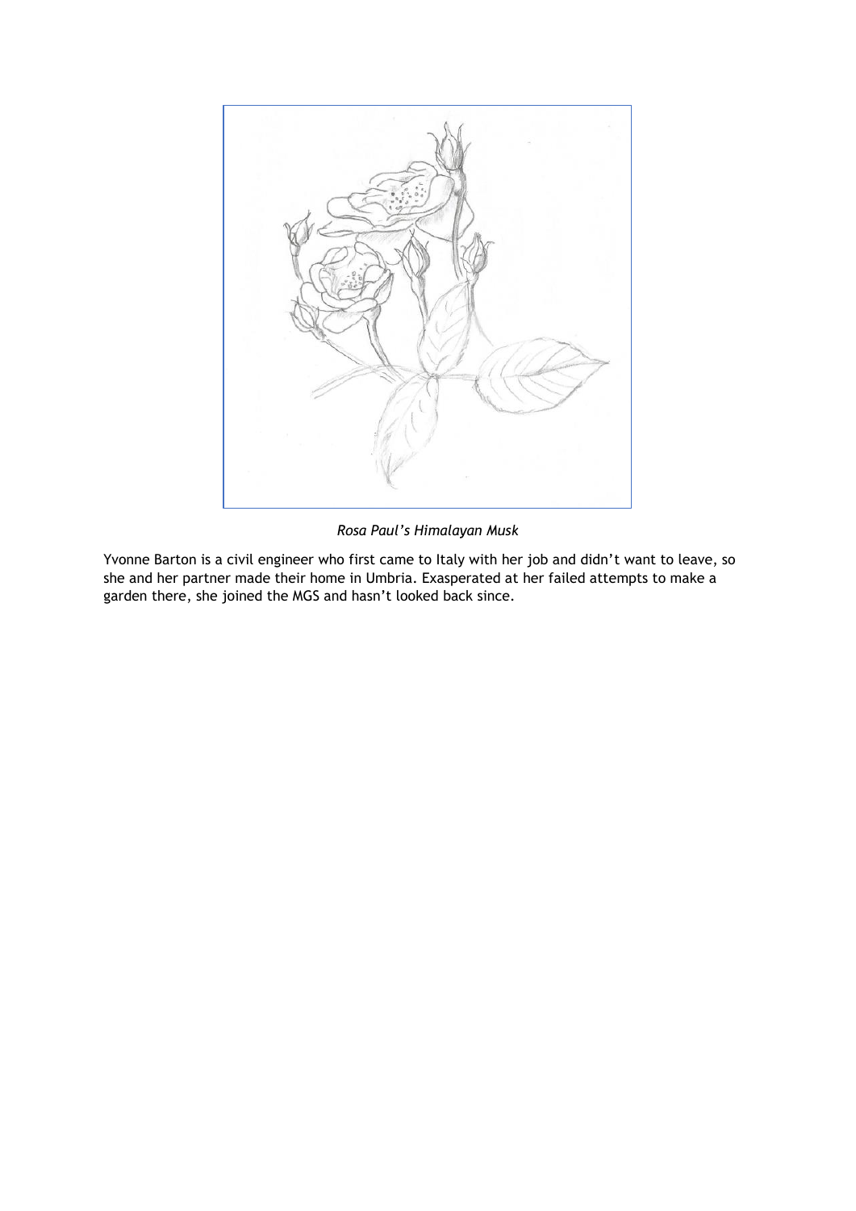*Rosa Paul's Himalayan Musk*

Yvonne Barton is a civil engineer who first came to Italy with her job and didn't want to leave, so she and her partner made their home in Umbria. Exasperated at her failed attempts to make a garden there, she joined the MGS and hasn't looked back since.